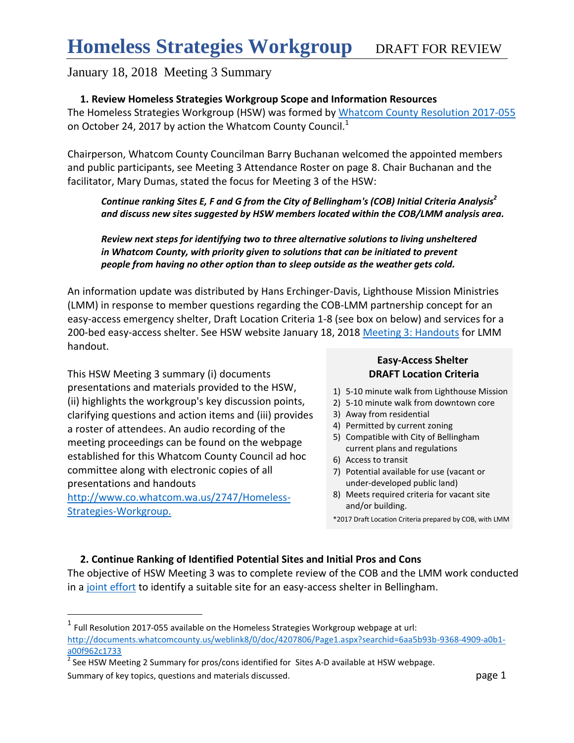# Homeless Strategies Workgroup DRAFT FOR REVIEW

## January 18, 2018 Meeting 3 Summary

### 1. Review Homeless Strategies Workgroup Scope and Information Resources

The Homeless Strategies Workgroup (HSW) was formed by [Whatcom County Resolution 2017-055](http://documents.whatcomcounty.us/weblink8/0/doc/4207806/Page1.aspx?searchid=6aa5b93b-9368-4909-a0b1-a00f962c1733) on October 24, 2017 by action the Whatcom County Council.[1]

Chairperson, Whatcom County Councilman Barry Buchanan welcomed the appointed members and public participants, see Meeting 3 Attendance Roster on page 8. Chair Buchanan and the facilitator, Mary Dumas, stated the focus for Meeting 3 of the HSW:

> ***Continue ranking Sites E, F and G from the City of Bellingham's (COB) Initial Criteria Analysis[2] and discuss new sites suggested by HSW members located within the COB/LMM analysis area.***
>
> ***Review next steps for identifying two to three alternative solutions to living unsheltered in Whatcom County, with priority given to solutions that can be initiated to prevent people from having no other option than to sleep outside as the weather gets cold.***

An information update was distributed by Hans Erchinger-Davis, Lighthouse Mission Ministries (LMM) in response to member questions regarding the COB-LMM partnership concept for an easy-access emergency shelter, Draft Location Criteria 1-8 (see box on below) and services for a 200-bed easy-access shelter. See HSW website January 18, 2018 Meeting 3: Handouts for LMM handout.

This HSW Meeting 3 summary (i) documents presentations and materials provided to the HSW, (ii) highlights the workgroup's key discussion points, clarifying questions and action items and (iii) provides a roster of attendees. An audio recording of the meeting proceedings can be found on the webpage established for this Whatcom County Council ad hoc committee along with electronic copies of all presentations and handouts [http://www.co.whatcom.wa.us/2747/Homeless-Strategies-Workgroup.](http://www.co.whatcom.wa.us/2747/Homeless-Strategies-Workgroup)

**Easy-Access Shelter**
**DRAFT Location Criteria**

1) 5-10 minute walk from Lighthouse Mission
2) 5-10 minute walk from downtown core
3) Away from residential
4) Permitted by current zoning
5) Compatible with City of Bellingham current plans and regulations
6) Access to transit
7) Potential available for use (vacant or under-developed public land)
8) Meets required criteria for vacant site and/or building.

*2017 Draft Location Criteria prepared by COB, with LMM

### 2. Continue Ranking of Identified Potential Sites and Initial Pros and Cons

The objective of HSW Meeting 3 was to complete review of the COB and the LMM work conducted in a joint effort to identify a suitable site for an easy-access shelter in Bellingham.

---

[1] Full Resolution 2017-055 available on the Homeless Strategies Workgroup webpage at url: http://documents.whatcomcounty.us/weblink8/0/doc/4207806/Page1.aspx?searchid=6aa5b93b-9368-4909-a0b1-a00f962c1733

[2] See HSW Meeting 2 Summary for pros/cons identified for Sites A-D available at HSW webpage.

Summary of key topics, questions and materials discussed.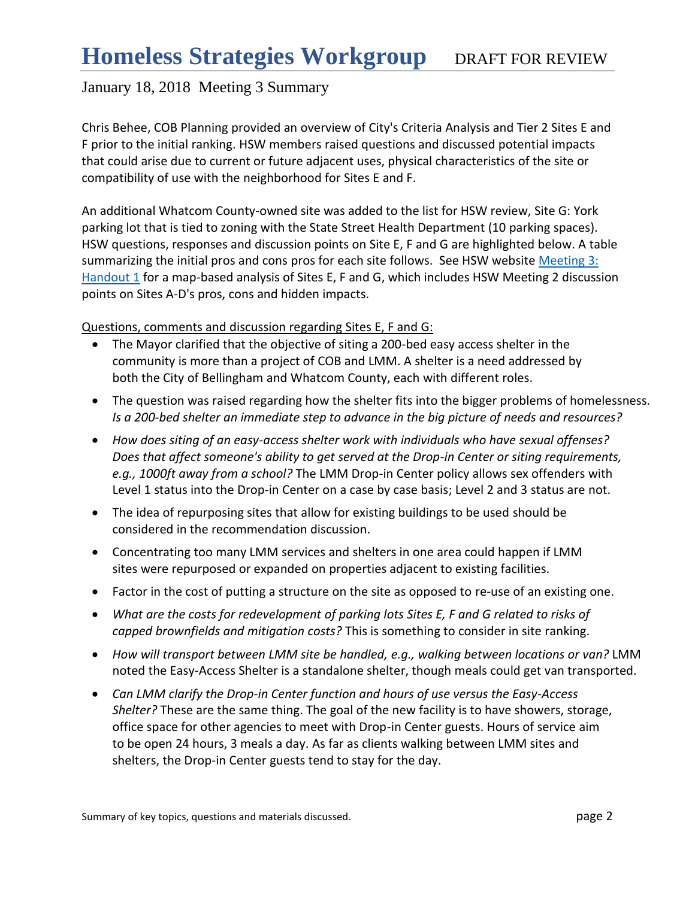# Homeless Strategies Workgroup DRAFT FOR REVIEW

January 18, 2018 Meeting 3 Summary

Chris Behee, COB Planning provided an overview of City's Criteria Analysis and Tier 2 Sites E and F prior to the initial ranking. HSW members raised questions and discussed potential impacts that could arise due to current or future adjacent uses, physical characteristics of the site or compatibility of use with the neighborhood for Sites E and F.

An additional Whatcom County-owned site was added to the list for HSW review, Site G: York parking lot that is tied to zoning with the State Street Health Department (10 parking spaces). HSW questions, responses and discussion points on Site E, F and G are highlighted below. A table summarizing the initial pros and cons pros for each site follows. See HSW website Meeting 3: Handout 1 for a map-based analysis of Sites E, F and G, which includes HSW Meeting 2 discussion points on Sites A-D's pros, cons and hidden impacts.

<u>Questions, comments and discussion regarding Sites E, F and G:</u>

- The Mayor clarified that the objective of siting a 200-bed easy access shelter in the community is more than a project of COB and LMM. A shelter is a need addressed by both the City of Bellingham and Whatcom County, each with different roles.
- The question was raised regarding how the shelter fits into the bigger problems of homelessness. *Is a 200-bed shelter an immediate step to advance in the big picture of needs and resources?*
- *How does siting of an easy-access shelter work with individuals who have sexual offenses? Does that affect someone's ability to get served at the Drop-in Center or siting requirements, e.g., 1000ft away from a school?* The LMM Drop-in Center policy allows sex offenders with Level 1 status into the Drop-in Center on a case by case basis; Level 2 and 3 status are not.
- The idea of repurposing sites that allow for existing buildings to be used should be considered in the recommendation discussion.
- Concentrating too many LMM services and shelters in one area could happen if LMM sites were repurposed or expanded on properties adjacent to existing facilities.
- Factor in the cost of putting a structure on the site as opposed to re-use of an existing one.
- *What are the costs for redevelopment of parking lots Sites E, F and G related to risks of capped brownfields and mitigation costs?* This is something to consider in site ranking.
- *How will transport between LMM site be handled, e.g., walking between locations or van?* LMM noted the Easy-Access Shelter is a standalone shelter, though meals could get van transported.
- *Can LMM clarify the Drop-in Center function and hours of use versus the Easy-Access Shelter?* These are the same thing. The goal of the new facility is to have showers, storage, office space for other agencies to meet with Drop-in Center guests. Hours of service aim to be open 24 hours, 3 meals a day. As far as clients walking between LMM sites and shelters, the Drop-in Center guests tend to stay for the day.

Summary of key topics, questions and materials discussed.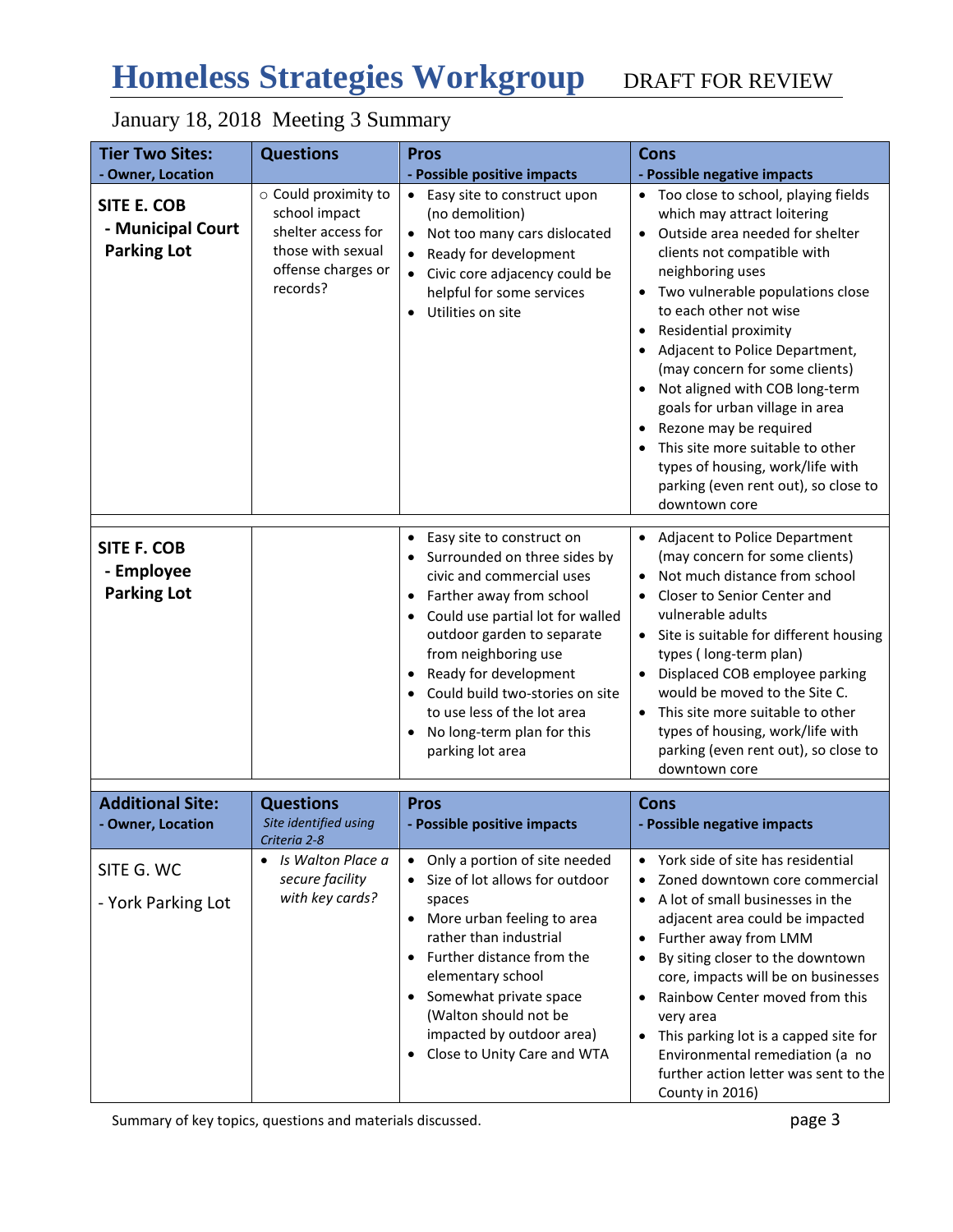# Homeless Strategies Workgroup DRAFT FOR REVIEW

January 18, 2018 Meeting 3 Summary

| **Tier Two Sites:** **- Owner, Location** | **Questions** | **Pros** **- Possible positive impacts** | **Cons** **- Possible negative impacts** |
|---|---|---|---|
| **SITE E. COB** **- Municipal Court Parking Lot** | ○ Could proximity to school impact shelter access for those with sexual offense charges or records? | • Easy site to construct upon (no demolition)<br>• Not too many cars dislocated<br>• Ready for development<br>• Civic core adjacency could be helpful for some services<br>• Utilities on site | • Too close to school, playing fields which may attract loitering<br>• Outside area needed for shelter clients not compatible with neighboring uses<br>• Two vulnerable populations close to each other not wise<br>• Residential proximity<br>• Adjacent to Police Department, (may concern for some clients)<br>• Not aligned with COB long-term goals for urban village in area<br>• Rezone may be required<br>• This site more suitable to other types of housing, work/life with parking (even rent out), so close to downtown core |
| **SITE F. COB** **- Employee Parking Lot** | | • Easy site to construct on<br>• Surrounded on three sides by civic and commercial uses<br>• Farther away from school<br>• Could use partial lot for walled outdoor garden to separate from neighboring use<br>• Ready for development<br>• Could build two-stories on site to use less of the lot area<br>• No long-term plan for this parking lot area | • Adjacent to Police Department (may concern for some clients)<br>• Not much distance from school<br>• Closer to Senior Center and vulnerable adults<br>• Site is suitable for different housing types ( long-term plan)<br>• Displaced COB employee parking would be moved to the Site C.<br>• This site more suitable to other types of housing, work/life with parking (even rent out), so close to downtown core |
| **Additional Site:** **- Owner, Location** | **Questions** *Site identified using Criteria 2-8* | **Pros** **- Possible positive impacts** | **Cons** **- Possible negative impacts** |
| SITE G. WC<br>- York Parking Lot | • *Is Walton Place a secure facility with key cards?* | • Only a portion of site needed<br>• Size of lot allows for outdoor spaces<br>• More urban feeling to area rather than industrial<br>• Further distance from the elementary school<br>• Somewhat private space (Walton should not be impacted by outdoor area)<br>• Close to Unity Care and WTA | • York side of site has residential<br>• Zoned downtown core commercial<br>• A lot of small businesses in the adjacent area could be impacted<br>• Further away from LMM<br>• By siting closer to the downtown core, impacts will be on businesses<br>• Rainbow Center moved from this very area<br>• This parking lot is a capped site for Environmental remediation (a no further action letter was sent to the County in 2016) |

Summary of key topics, questions and materials discussed.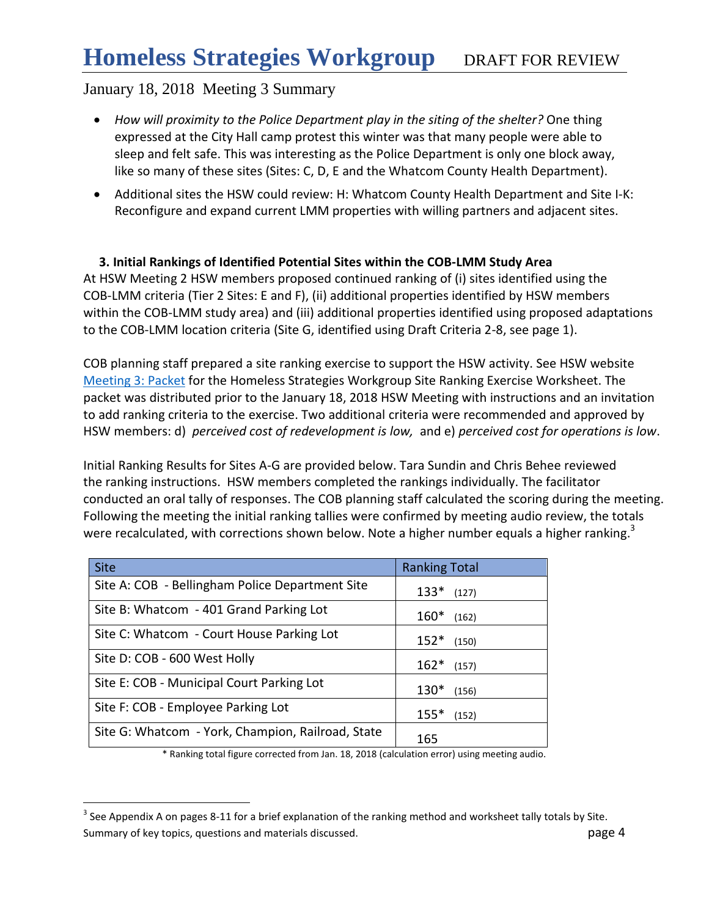- *How will proximity to the Police Department play in the siting of the shelter?* One thing expressed at the City Hall camp protest this winter was that many people were able to sleep and felt safe. This was interesting as the Police Department is only one block away, like so many of these sites (Sites: C, D, E and the Whatcom County Health Department).
- Additional sites the HSW could review: H: Whatcom County Health Department and Site I-K: Reconfigure and expand current LMM properties with willing partners and adjacent sites.

### 3. Initial Rankings of Identified Potential Sites within the COB-LMM Study Area

At HSW Meeting 2 HSW members proposed continued ranking of (i) sites identified using the COB-LMM criteria (Tier 2 Sites: E and F), (ii) additional properties identified by HSW members within the COB-LMM study area) and (iii) additional properties identified using proposed adaptations to the COB-LMM location criteria (Site G, identified using Draft Criteria 2-8, see page 1).

COB planning staff prepared a site ranking exercise to support the HSW activity. See HSW website [Meeting 3: Packet] for the Homeless Strategies Workgroup Site Ranking Exercise Worksheet. The packet was distributed prior to the January 18, 2018 HSW Meeting with instructions and an invitation to add ranking criteria to the exercise. Two additional criteria were recommended and approved by HSW members: d) *perceived cost of redevelopment is low,* and e) *perceived cost for operations is low*.

Initial Ranking Results for Sites A-G are provided below. Tara Sundin and Chris Behee reviewed the ranking instructions. HSW members completed the rankings individually. The facilitator conducted an oral tally of responses. The COB planning staff calculated the scoring during the meeting. Following the meeting the initial ranking tallies were confirmed by meeting audio review, the totals were recalculated, with corrections shown below. Note a higher number equals a higher ranking.[3]

| Site | Ranking Total |
|---|---|
| Site A: COB - Bellingham Police Department Site | 133* (127) |
| Site B: Whatcom - 401 Grand Parking Lot | 160* (162) |
| Site C: Whatcom - Court House Parking Lot | 152* (150) |
| Site D: COB - 600 West Holly | 162* (157) |
| Site E: COB - Municipal Court Parking Lot | 130* (156) |
| Site F: COB - Employee Parking Lot | 155* (152) |
| Site G: Whatcom - York, Champion, Railroad, State | 165 |

\* Ranking total figure corrected from Jan. 18, 2018 (calculation error) using meeting audio.

[3] See Appendix A on pages 8-11 for a brief explanation of the ranking method and worksheet tally totals by Site.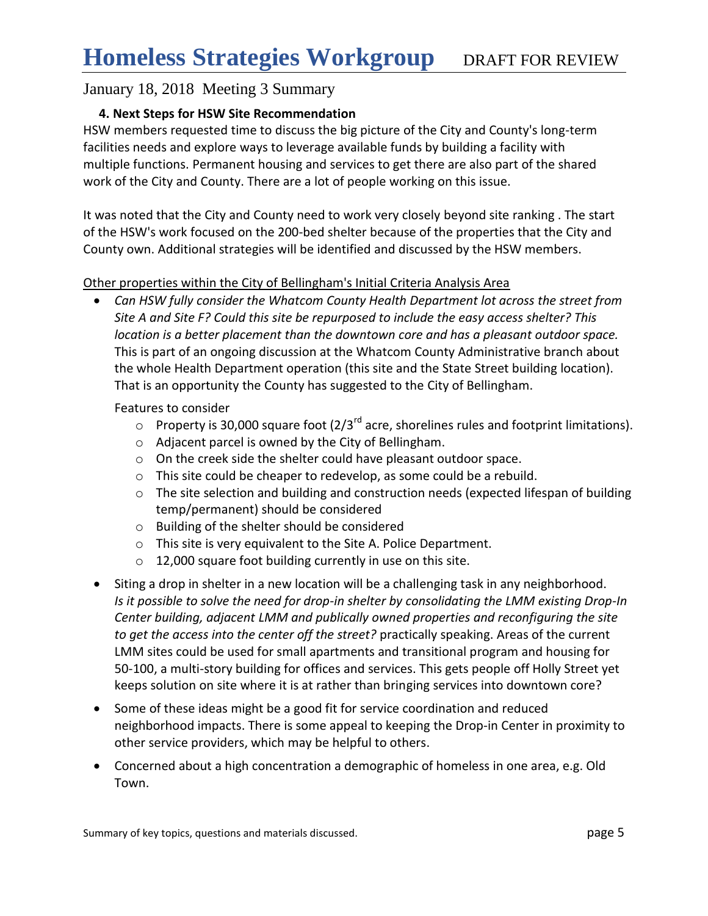# Homeless Strategies Workgroup DRAFT FOR REVIEW

January 18, 2018 Meeting 3 Summary

### 4. Next Steps for HSW Site Recommendation

HSW members requested time to discuss the big picture of the City and County's long-term facilities needs and explore ways to leverage available funds by building a facility with multiple functions. Permanent housing and services to get there are also part of the shared work of the City and County. There are a lot of people working on this issue.

It was noted that the City and County need to work very closely beyond site ranking . The start of the HSW's work focused on the 200-bed shelter because of the properties that the City and County own. Additional strategies will be identified and discussed by the HSW members.

<u>Other properties within the City of Bellingham's Initial Criteria Analysis Area</u>

- *Can HSW fully consider the Whatcom County Health Department lot across the street from Site A and Site F? Could this site be repurposed to include the easy access shelter? This location is a better placement than the downtown core and has a pleasant outdoor space.* This is part of an ongoing discussion at the Whatcom County Administrative branch about the whole Health Department operation (this site and the State Street building location). That is an opportunity the County has suggested to the City of Bellingham.

  Features to consider
  - Property is 30,000 square foot (2/3rd acre, shorelines rules and footprint limitations).
  - Adjacent parcel is owned by the City of Bellingham.
  - On the creek side the shelter could have pleasant outdoor space.
  - This site could be cheaper to redevelop, as some could be a rebuild.
  - The site selection and building and construction needs (expected lifespan of building temp/permanent) should be considered
  - Building of the shelter should be considered
  - This site is very equivalent to the Site A. Police Department.
  - 12,000 square foot building currently in use on this site.

- Siting a drop in shelter in a new location will be a challenging task in any neighborhood. *Is it possible to solve the need for drop-in shelter by consolidating the LMM existing Drop-In Center building, adjacent LMM and publically owned properties and reconfiguring the site to get the access into the center off the street?* practically speaking. Areas of the current LMM sites could be used for small apartments and transitional program and housing for 50-100, a multi-story building for offices and services. This gets people off Holly Street yet keeps solution on site where it is at rather than bringing services into downtown core?

- Some of these ideas might be a good fit for service coordination and reduced neighborhood impacts. There is some appeal to keeping the Drop-in Center in proximity to other service providers, which may be helpful to others.

- Concerned about a high concentration a demographic of homeless in one area, e.g. Old Town.

Summary of key topics, questions and materials discussed.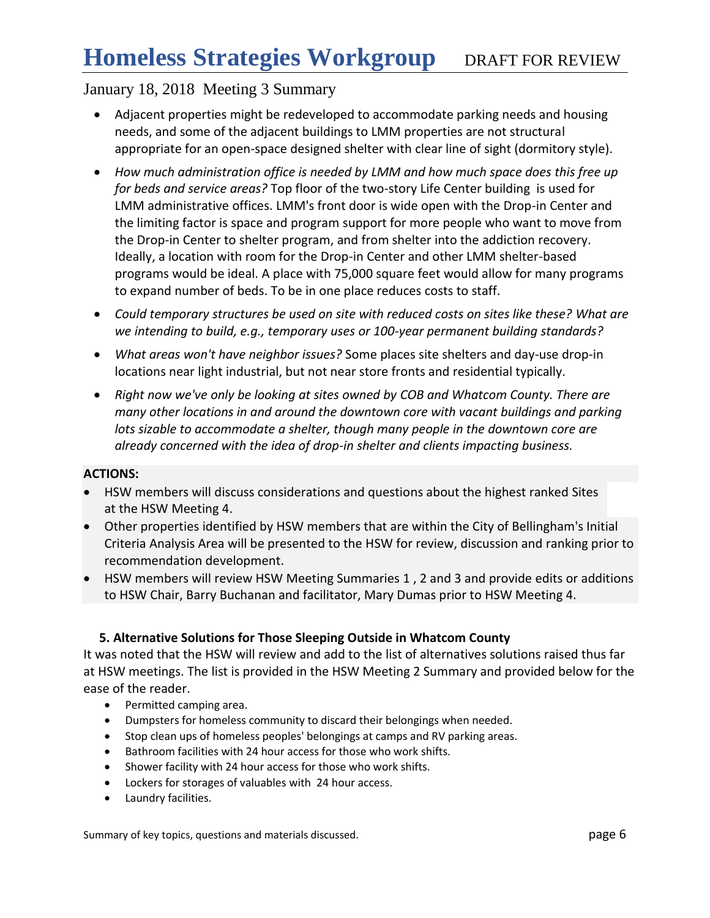- Adjacent properties might be redeveloped to accommodate parking needs and housing needs, and some of the adjacent buildings to LMM properties are not structural appropriate for an open-space designed shelter with clear line of sight (dormitory style).
- *How much administration office is needed by LMM and how much space does this free up for beds and service areas?* Top floor of the two-story Life Center building is used for LMM administrative offices. LMM's front door is wide open with the Drop-in Center and the limiting factor is space and program support for more people who want to move from the Drop-in Center to shelter program, and from shelter into the addiction recovery. Ideally, a location with room for the Drop-in Center and other LMM shelter-based programs would be ideal. A place with 75,000 square feet would allow for many programs to expand number of beds. To be in one place reduces costs to staff.
- *Could temporary structures be used on site with reduced costs on sites like these? What are we intending to build, e.g., temporary uses or 100-year permanent building standards?*
- *What areas won't have neighbor issues?* Some places site shelters and day-use drop-in locations near light industrial, but not near store fronts and residential typically.
- *Right now we've only be looking at sites owned by COB and Whatcom County. There are many other locations in and around the downtown core with vacant buildings and parking lots sizable to accommodate a shelter, though many people in the downtown core are already concerned with the idea of drop-in shelter and clients impacting business.*

**ACTIONS:**

- HSW members will discuss considerations and questions about the highest ranked Sites at the HSW Meeting 4.
- Other properties identified by HSW members that are within the City of Bellingham's Initial Criteria Analysis Area will be presented to the HSW for review, discussion and ranking prior to recommendation development.
- HSW members will review HSW Meeting Summaries 1 , 2 and 3 and provide edits or additions to HSW Chair, Barry Buchanan and facilitator, Mary Dumas prior to HSW Meeting 4.

### 5. Alternative Solutions for Those Sleeping Outside in Whatcom County

It was noted that the HSW will review and add to the list of alternatives solutions raised thus far at HSW meetings. The list is provided in the HSW Meeting 2 Summary and provided below for the ease of the reader.

- Permitted camping area.
- Dumpsters for homeless community to discard their belongings when needed.
- Stop clean ups of homeless peoples' belongings at camps and RV parking areas.
- Bathroom facilities with 24 hour access for those who work shifts.
- Shower facility with 24 hour access for those who work shifts.
- Lockers for storages of valuables with 24 hour access.
- Laundry facilities.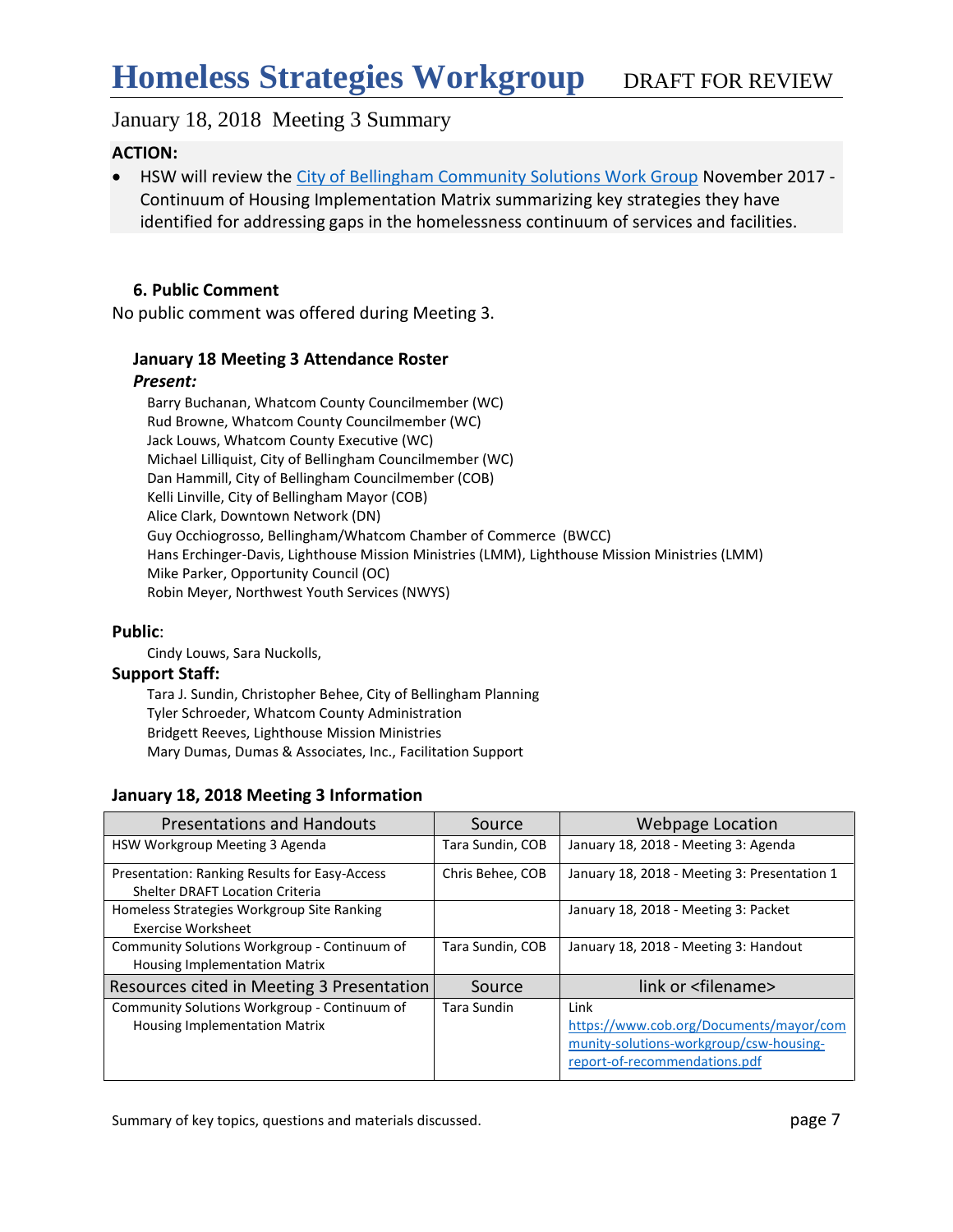**ACTION:**

- HSW will review the City of Bellingham Community Solutions Work Group November 2017 - Continuum of Housing Implementation Matrix summarizing key strategies they have identified for addressing gaps in the homelessness continuum of services and facilities.

### 6. Public Comment

No public comment was offered during Meeting 3.

### January 18 Meeting 3 Attendance Roster

***Present:***

Barry Buchanan, Whatcom County Councilmember (WC)
Rud Browne, Whatcom County Councilmember (WC)
Jack Louws, Whatcom County Executive (WC)
Michael Lilliquist, City of Bellingham Councilmember (WC)
Dan Hammill, City of Bellingham Councilmember (COB)
Kelli Linville, City of Bellingham Mayor (COB)
Alice Clark, Downtown Network (DN)
Guy Occhiogrosso, Bellingham/Whatcom Chamber of Commerce (BWCC)
Hans Erchinger-Davis, Lighthouse Mission Ministries (LMM), Lighthouse Mission Ministries (LMM)
Mike Parker, Opportunity Council (OC)
Robin Meyer, Northwest Youth Services (NWYS)

**Public**:

Cindy Louws, Sara Nuckolls,

**Support Staff:**

Tara J. Sundin, Christopher Behee, City of Bellingham Planning
Tyler Schroeder, Whatcom County Administration
Bridgett Reeves, Lighthouse Mission Ministries
Mary Dumas, Dumas & Associates, Inc., Facilitation Support

### January 18, 2018 Meeting 3 Information

| Presentations and Handouts | Source | Webpage Location |
|---|---|---|
| HSW Workgroup Meeting 3 Agenda | Tara Sundin, COB | January 18, 2018 - Meeting 3: Agenda |
| Presentation: Ranking Results for Easy-Access Shelter DRAFT Location Criteria | Chris Behee, COB | January 18, 2018 - Meeting 3: Presentation 1 |
| Homeless Strategies Workgroup Site Ranking Exercise Worksheet | | January 18, 2018 - Meeting 3: Packet |
| Community Solutions Workgroup - Continuum of Housing Implementation Matrix | Tara Sundin, COB | January 18, 2018 - Meeting 3: Handout |
| **Resources cited in Meeting 3 Presentation** | **Source** | **link or <filename>** |
| Community Solutions Workgroup - Continuum of Housing Implementation Matrix | Tara Sundin | Link https://www.cob.org/Documents/mayor/community-solutions-workgroup/csw-housing-report-of-recommendations.pdf |

Summary of key topics, questions and materials discussed.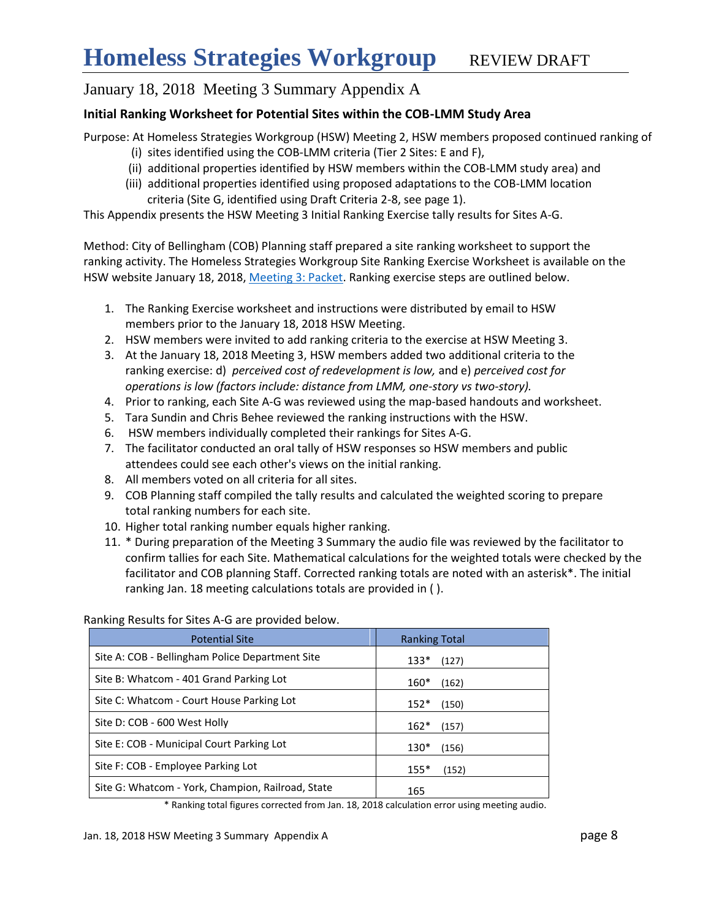# Homeless Strategies Workgroup REVIEW DRAFT

## January 18, 2018 Meeting 3 Summary Appendix A

### Initial Ranking Worksheet for Potential Sites within the COB-LMM Study Area

Purpose: At Homeless Strategies Workgroup (HSW) Meeting 2, HSW members proposed continued ranking of

- (i) sites identified using the COB-LMM criteria (Tier 2 Sites: E and F),
- (ii) additional properties identified by HSW members within the COB-LMM study area) and
- (iii) additional properties identified using proposed adaptations to the COB-LMM location criteria (Site G, identified using Draft Criteria 2-8, see page 1).

This Appendix presents the HSW Meeting 3 Initial Ranking Exercise tally results for Sites A-G.

Method: City of Bellingham (COB) Planning staff prepared a site ranking worksheet to support the ranking activity. The Homeless Strategies Workgroup Site Ranking Exercise Worksheet is available on the HSW website January 18, 2018, Meeting 3: Packet. Ranking exercise steps are outlined below.

1. The Ranking Exercise worksheet and instructions were distributed by email to HSW members prior to the January 18, 2018 HSW Meeting.
2. HSW members were invited to add ranking criteria to the exercise at HSW Meeting 3.
3. At the January 18, 2018 Meeting 3, HSW members added two additional criteria to the ranking exercise: d) *perceived cost of redevelopment is low,* and e) *perceived cost for operations is low (factors include: distance from LMM, one-story vs two-story).*
4. Prior to ranking, each Site A-G was reviewed using the map-based handouts and worksheet.
5. Tara Sundin and Chris Behee reviewed the ranking instructions with the HSW.
6. HSW members individually completed their rankings for Sites A-G.
7. The facilitator conducted an oral tally of HSW responses so HSW members and public attendees could see each other's views on the initial ranking.
8. All members voted on all criteria for all sites.
9. COB Planning staff compiled the tally results and calculated the weighted scoring to prepare total ranking numbers for each site.
10. Higher total ranking number equals higher ranking.
11. * During preparation of the Meeting 3 Summary the audio file was reviewed by the facilitator to confirm tallies for each Site. Mathematical calculations for the weighted totals were checked by the facilitator and COB planning Staff. Corrected ranking totals are noted with an asterisk*. The initial ranking Jan. 18 meeting calculations totals are provided in ( ).

Ranking Results for Sites A-G are provided below.

| Potential Site | Ranking Total |
|---|---|
| Site A: COB - Bellingham Police Department Site | 133* (127) |
| Site B: Whatcom - 401 Grand Parking Lot | 160* (162) |
| Site C: Whatcom - Court House Parking Lot | 152* (150) |
| Site D: COB - 600 West Holly | 162* (157) |
| Site E: COB - Municipal Court Parking Lot | 130* (156) |
| Site F: COB - Employee Parking Lot | 155* (152) |
| Site G: Whatcom - York, Champion, Railroad, State | 165 |

\* Ranking total figures corrected from Jan. 18, 2018 calculation error using meeting audio.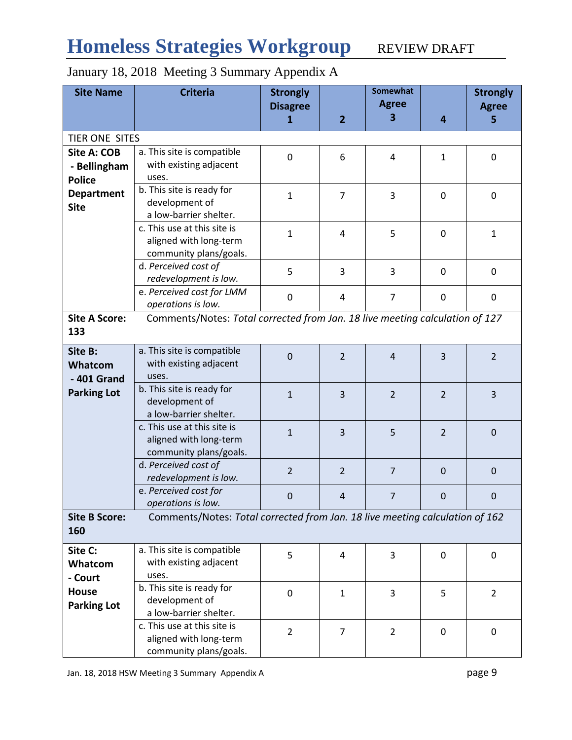# Homeless Strategies Workgroup REVIEW DRAFT

January 18, 2018 Meeting 3 Summary Appendix A

| Site Name | Criteria | Strongly Disagree 1 | 2 | Somewhat Agree 3 | 4 | Strongly Agree 5 |
|---|---|---|---|---|---|---|
| TIER ONE SITES | | | | | | |
| **Site A: COB - Bellingham Police Department Site** | a. This site is compatible with existing adjacent uses. | 0 | 6 | 4 | 1 | 0 |
| | b. This site is ready for development of a low-barrier shelter. | 1 | 7 | 3 | 0 | 0 |
| | c. This use at this site is aligned with long-term community plans/goals. | 1 | 4 | 5 | 0 | 1 |
| | d. *Perceived cost of redevelopment is low.* | 5 | 3 | 3 | 0 | 0 |
| | e. *Perceived cost for LMM operations is low.* | 0 | 4 | 7 | 0 | 0 |
| **Site A Score: 133** | Comments/Notes: *Total corrected from Jan. 18 live meeting calculation of 127* | | | | | |
| **Site B: Whatcom - 401 Grand Parking Lot** | a. This site is compatible with existing adjacent uses. | 0 | 2 | 4 | 3 | 2 |
| | b. This site is ready for development of a low-barrier shelter. | 1 | 3 | 2 | 2 | 3 |
| | c. This use at this site is aligned with long-term community plans/goals. | 1 | 3 | 5 | 2 | 0 |
| | d. *Perceived cost of redevelopment is low.* | 2 | 2 | 7 | 0 | 0 |
| | e. *Perceived cost for operations is low.* | 0 | 4 | 7 | 0 | 0 |
| **Site B Score: 160** | Comments/Notes: *Total corrected from Jan. 18 live meeting calculation of 162* | | | | | |
| **Site C: Whatcom - Court House Parking Lot** | a. This site is compatible with existing adjacent uses. | 5 | 4 | 3 | 0 | 0 |
| | b. This site is ready for development of a low-barrier shelter. | 0 | 1 | 3 | 5 | 2 |
| | c. This use at this site is aligned with long-term community plans/goals. | 2 | 7 | 2 | 0 | 0 |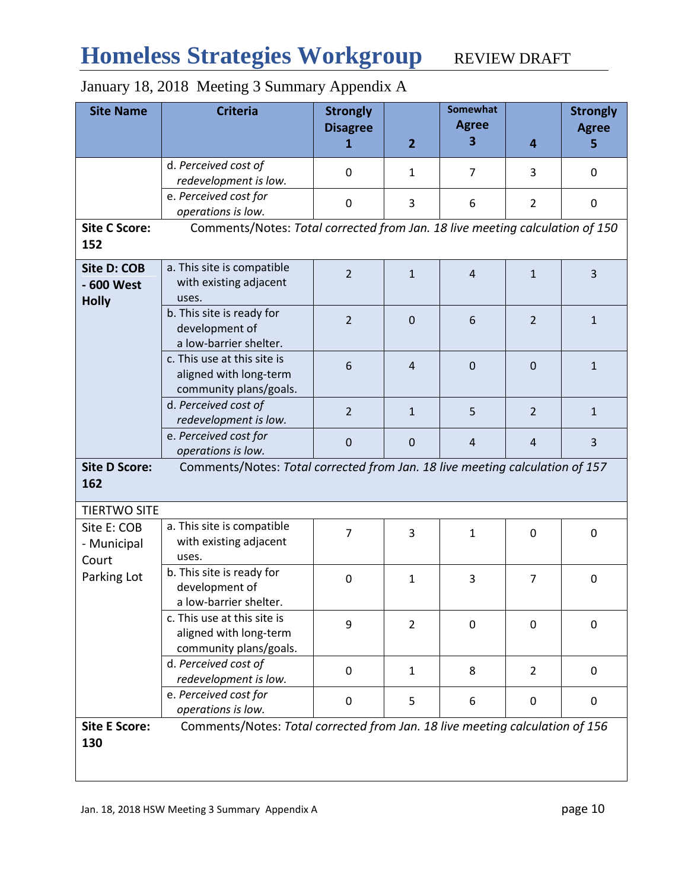# Homeless Strategies Workgroup REVIEW DRAFT

January 18, 2018 Meeting 3 Summary Appendix A

| Site Name | Criteria | Strongly Disagree 1 | 2 | Somewhat Agree 3 | 4 | Strongly Agree 5 |
|---|---|---|---|---|---|---|
| | d. *Perceived cost of redevelopment is low.* | 0 | 1 | 7 | 3 | 0 |
| | e. *Perceived cost for operations is low.* | 0 | 3 | 6 | 2 | 0 |
| **Site C Score: 152** | Comments/Notes: *Total corrected from Jan. 18 live meeting calculation of 150* | | | | | |
| **Site D: COB - 600 West Holly** | a. This site is compatible with existing adjacent uses. | 2 | 1 | 4 | 1 | 3 |
| | b. This site is ready for development of a low-barrier shelter. | 2 | 0 | 6 | 2 | 1 |
| | c. This use at this site is aligned with long-term community plans/goals. | 6 | 4 | 0 | 0 | 1 |
| | d. *Perceived cost of redevelopment is low.* | 2 | 1 | 5 | 2 | 1 |
| | e. *Perceived cost for operations is low.* | 0 | 0 | 4 | 4 | 3 |
| **Site D Score: 162** | Comments/Notes: *Total corrected from Jan. 18 live meeting calculation of 157* | | | | | |
| TIERTWO SITE | | | | | | |
| Site E: COB - Municipal Court Parking Lot | a. This site is compatible with existing adjacent uses. | 7 | 3 | 1 | 0 | 0 |
| | b. This site is ready for development of a low-barrier shelter. | 0 | 1 | 3 | 7 | 0 |
| | c. This use at this site is aligned with long-term community plans/goals. | 9 | 2 | 0 | 0 | 0 |
| | d. *Perceived cost of redevelopment is low.* | 0 | 1 | 8 | 2 | 0 |
| | e. *Perceived cost for operations is low.* | 0 | 5 | 6 | 0 | 0 |
| **Site E Score: 130** | Comments/Notes: *Total corrected from Jan. 18 live meeting calculation of 156* | | | | | |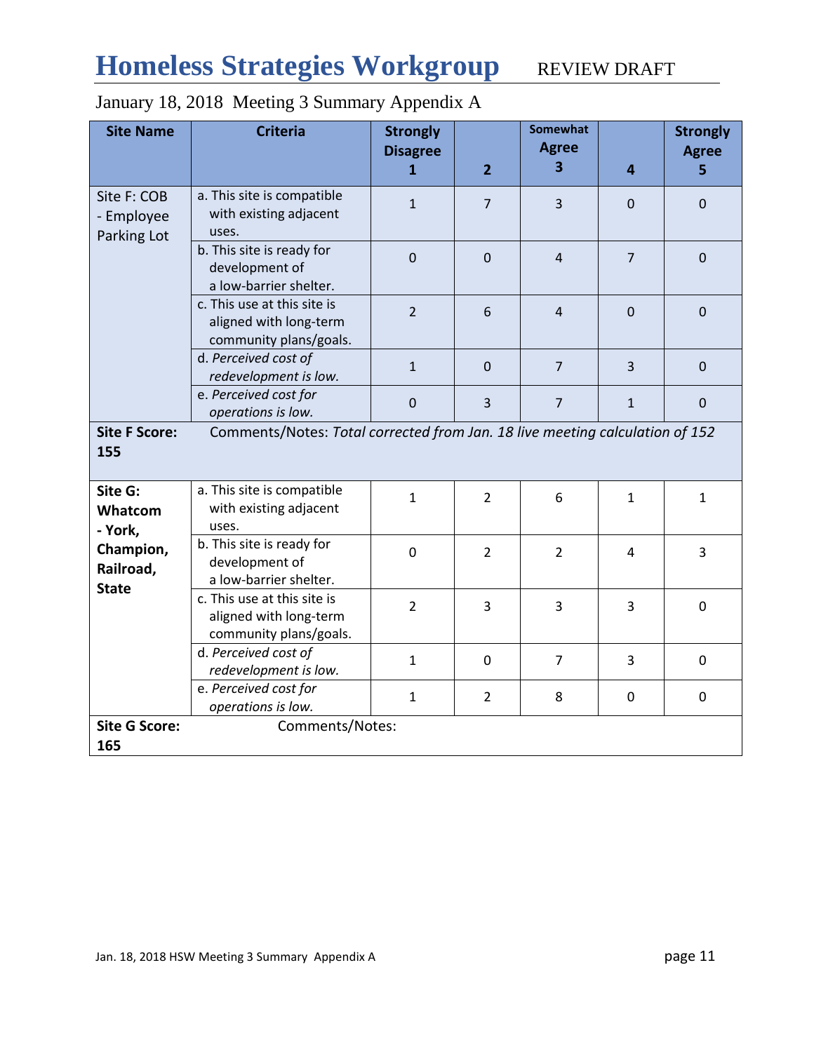# Homeless Strategies Workgroup REVIEW DRAFT

January 18, 2018 Meeting 3 Summary Appendix A

| Site Name | Criteria | Strongly Disagree 1 | 2 | Somewhat Agree 3 | 4 | Strongly Agree 5 |
|---|---|---|---|---|---|---|
| Site F: COB - Employee Parking Lot | a. This site is compatible with existing adjacent uses. | 1 | 7 | 3 | 0 | 0 |
| | b. This site is ready for development of a low-barrier shelter. | 0 | 0 | 4 | 7 | 0 |
| | c. This use at this site is aligned with long-term community plans/goals. | 2 | 6 | 4 | 0 | 0 |
| | d. *Perceived cost of redevelopment is low.* | 1 | 0 | 7 | 3 | 0 |
| | e. *Perceived cost for operations is low.* | 0 | 3 | 7 | 1 | 0 |
| **Site F Score: 155** | Comments/Notes: *Total corrected from Jan. 18 live meeting calculation of 152* | | | | | |
| **Site G: Whatcom - York, Champion, Railroad, State** | a. This site is compatible with existing adjacent uses. | 1 | 2 | 6 | 1 | 1 |
| | b. This site is ready for development of a low-barrier shelter. | 0 | 2 | 2 | 4 | 3 |
| | c. This use at this site is aligned with long-term community plans/goals. | 2 | 3 | 3 | 3 | 0 |
| | d. *Perceived cost of redevelopment is low.* | 1 | 0 | 7 | 3 | 0 |
| | e. *Perceived cost for operations is low.* | 1 | 2 | 8 | 0 | 0 |
| **Site G Score: 165** | Comments/Notes: | | | | | |